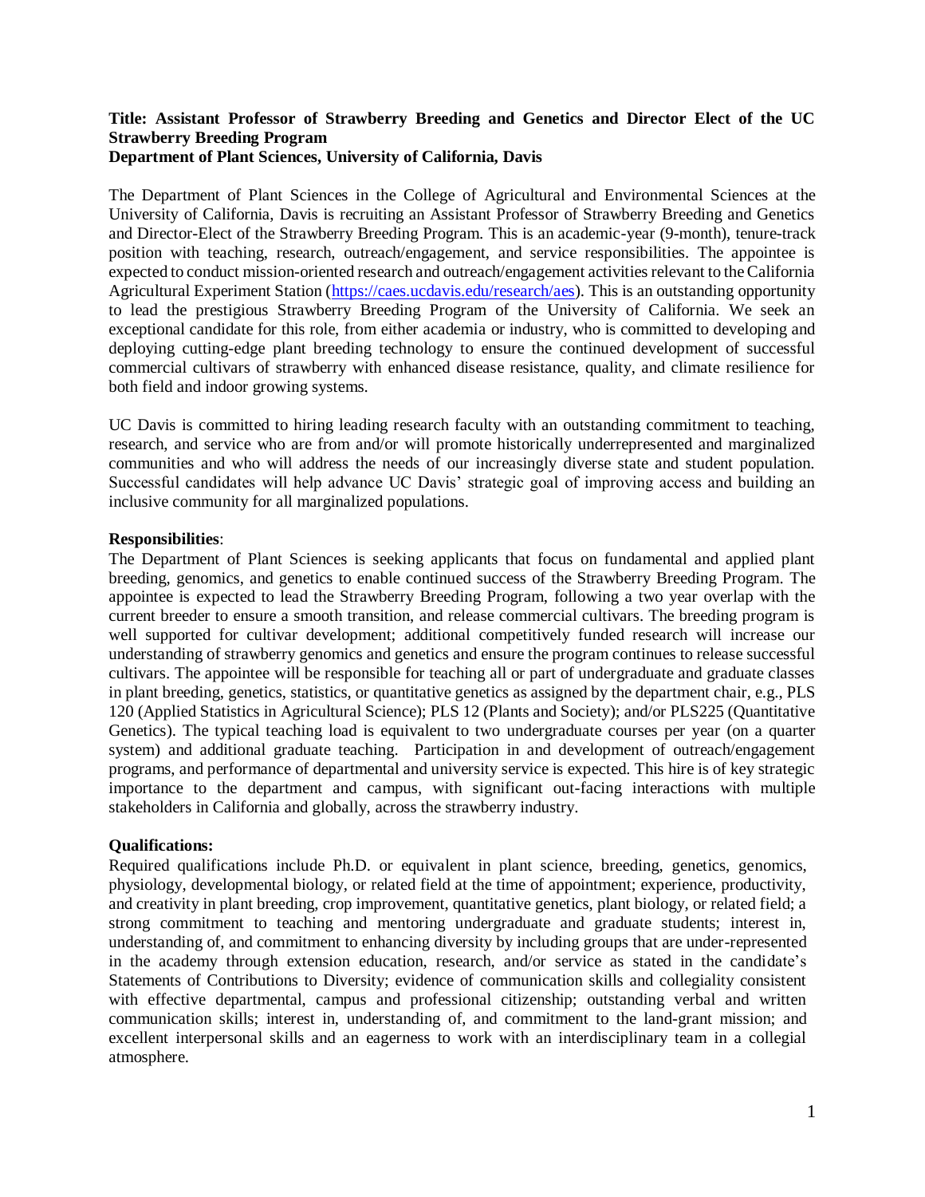**Title: Assistant Professor of Strawberry Breeding and Genetics and Director Elect of the UC Strawberry Breeding Program**
**Department of Plant Sciences, University of California, Davis**

The Department of Plant Sciences in the College of Agricultural and Environmental Sciences at the University of California, Davis is recruiting an Assistant Professor of Strawberry Breeding and Genetics and Director-Elect of the Strawberry Breeding Program. This is an academic-year (9-month), tenure-track position with teaching, research, outreach/engagement, and service responsibilities. The appointee is expected to conduct mission-oriented research and outreach/engagement activities relevant to the California Agricultural Experiment Station (https://caes.ucdavis.edu/research/aes). This is an outstanding opportunity to lead the prestigious Strawberry Breeding Program of the University of California. We seek an exceptional candidate for this role, from either academia or industry, who is committed to developing and deploying cutting-edge plant breeding technology to ensure the continued development of successful commercial cultivars of strawberry with enhanced disease resistance, quality, and climate resilience for both field and indoor growing systems.

UC Davis is committed to hiring leading research faculty with an outstanding commitment to teaching, research, and service who are from and/or will promote historically underrepresented and marginalized communities and who will address the needs of our increasingly diverse state and student population. Successful candidates will help advance UC Davis' strategic goal of improving access and building an inclusive community for all marginalized populations.

**Responsibilities**:
The Department of Plant Sciences is seeking applicants that focus on fundamental and applied plant breeding, genomics, and genetics to enable continued success of the Strawberry Breeding Program. The appointee is expected to lead the Strawberry Breeding Program, following a two year overlap with the current breeder to ensure a smooth transition, and release commercial cultivars. The breeding program is well supported for cultivar development; additional competitively funded research will increase our understanding of strawberry genomics and genetics and ensure the program continues to release successful cultivars. The appointee will be responsible for teaching all or part of undergraduate and graduate classes in plant breeding, genetics, statistics, or quantitative genetics as assigned by the department chair, e.g., PLS 120 (Applied Statistics in Agricultural Science); PLS 12 (Plants and Society); and/or PLS225 (Quantitative Genetics). The typical teaching load is equivalent to two undergraduate courses per year (on a quarter system) and additional graduate teaching. Participation in and development of outreach/engagement programs, and performance of departmental and university service is expected. This hire is of key strategic importance to the department and campus, with significant out-facing interactions with multiple stakeholders in California and globally, across the strawberry industry.

**Qualifications:**
Required qualifications include Ph.D. or equivalent in plant science, breeding, genetics, genomics, physiology, developmental biology, or related field at the time of appointment; experience, productivity, and creativity in plant breeding, crop improvement, quantitative genetics, plant biology, or related field; a strong commitment to teaching and mentoring undergraduate and graduate students; interest in, understanding of, and commitment to enhancing diversity by including groups that are under-represented in the academy through extension education, research, and/or service as stated in the candidate's Statements of Contributions to Diversity; evidence of communication skills and collegiality consistent with effective departmental, campus and professional citizenship; outstanding verbal and written communication skills; interest in, understanding of, and commitment to the land-grant mission; and excellent interpersonal skills and an eagerness to work with an interdisciplinary team in a collegial atmosphere.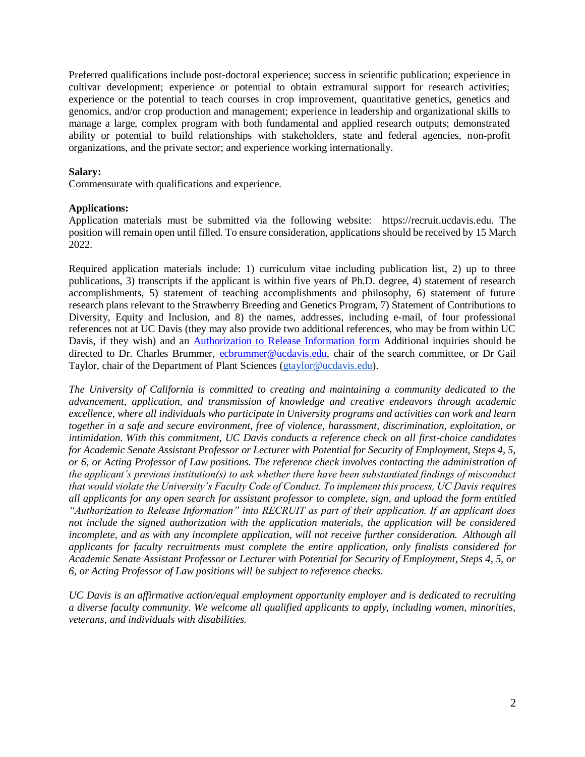Preferred qualifications include post-doctoral experience; success in scientific publication; experience in cultivar development; experience or potential to obtain extramural support for research activities; experience or the potential to teach courses in crop improvement, quantitative genetics, genetics and genomics, and/or crop production and management; experience in leadership and organizational skills to manage a large, complex program with both fundamental and applied research outputs; demonstrated ability or potential to build relationships with stakeholders, state and federal agencies, non-profit organizations, and the private sector; and experience working internationally.

**Salary:**
Commensurate with qualifications and experience.

**Applications:**
Application materials must be submitted via the following website: https://recruit.ucdavis.edu. The position will remain open until filled. To ensure consideration, applications should be received by 15 March 2022.

Required application materials include: 1) curriculum vitae including publication list, 2) up to three publications, 3) transcripts if the applicant is within five years of Ph.D. degree, 4) statement of research accomplishments, 5) statement of teaching accomplishments and philosophy, 6) statement of future research plans relevant to the Strawberry Breeding and Genetics Program, 7) Statement of Contributions to Diversity, Equity and Inclusion, and 8) the names, addresses, including e-mail, of four professional references not at UC Davis (they may also provide two additional references, who may be from within UC Davis, if they wish) and an [Authorization to Release Information form](Authorization to Release Information form) Additional inquiries should be directed to Dr. Charles Brummer, ecbrummer@ucdavis.edu, chair of the search committee, or Dr Gail Taylor, chair of the Department of Plant Sciences (gtaylor@ucdavis.edu).

*The University of California is committed to creating and maintaining a community dedicated to the advancement, application, and transmission of knowledge and creative endeavors through academic excellence, where all individuals who participate in University programs and activities can work and learn together in a safe and secure environment, free of violence, harassment, discrimination, exploitation, or intimidation. With this commitment, UC Davis conducts a reference check on all first-choice candidates for Academic Senate Assistant Professor or Lecturer with Potential for Security of Employment, Steps 4, 5, or 6, or Acting Professor of Law positions. The reference check involves contacting the administration of the applicant's previous institution(s) to ask whether there have been substantiated findings of misconduct that would violate the University's Faculty Code of Conduct. To implement this process, UC Davis requires all applicants for any open search for assistant professor to complete, sign, and upload the form entitled "Authorization to Release Information" into RECRUIT as part of their application. If an applicant does not include the signed authorization with the application materials, the application will be considered incomplete, and as with any incomplete application, will not receive further consideration. Although all applicants for faculty recruitments must complete the entire application, only finalists considered for Academic Senate Assistant Professor or Lecturer with Potential for Security of Employment, Steps 4, 5, or 6, or Acting Professor of Law positions will be subject to reference checks.*

*UC Davis is an affirmative action/equal employment opportunity employer and is dedicated to recruiting a diverse faculty community. We welcome all qualified applicants to apply, including women, minorities, veterans, and individuals with disabilities.*